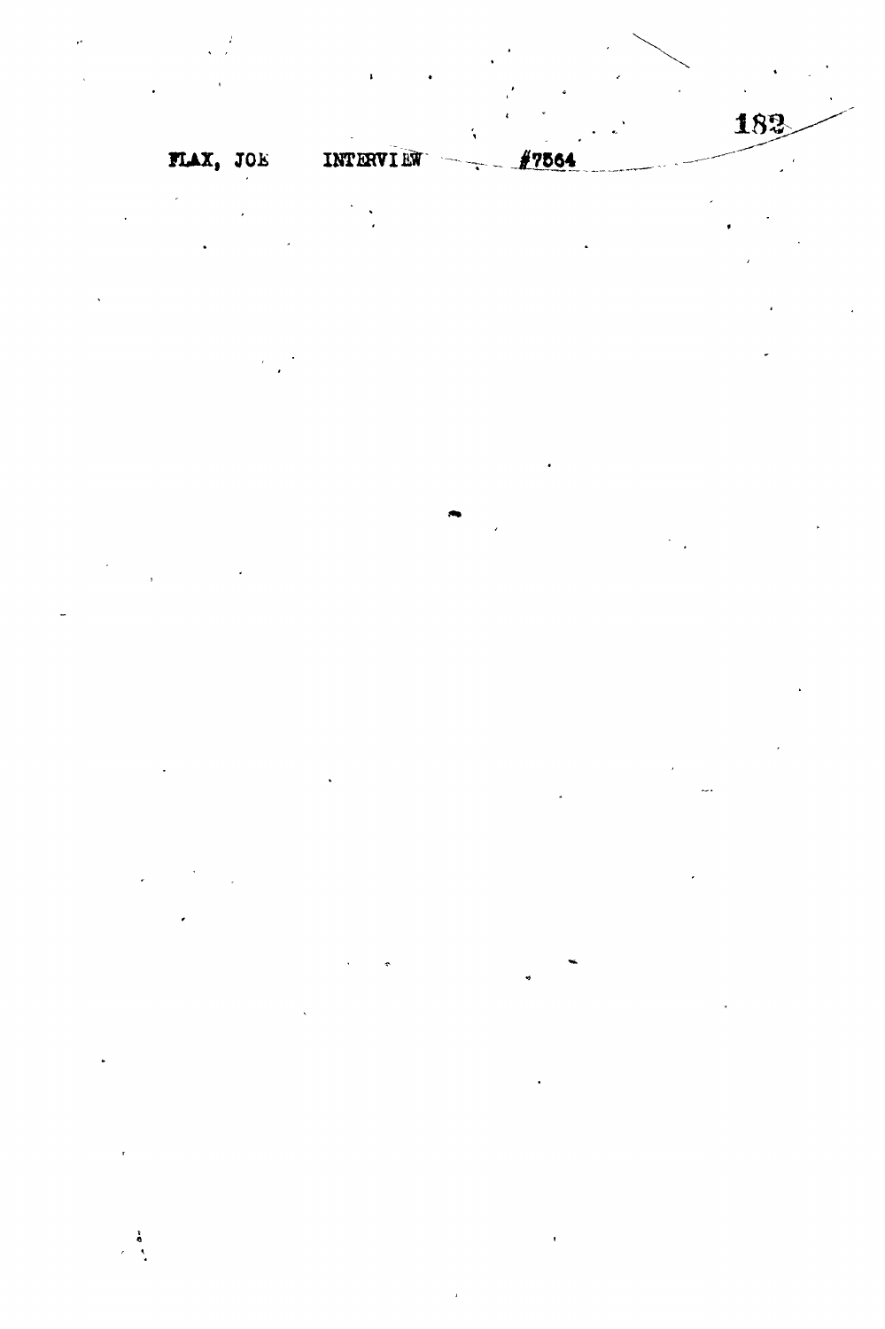FLAX, JOE INTERVIEW #7564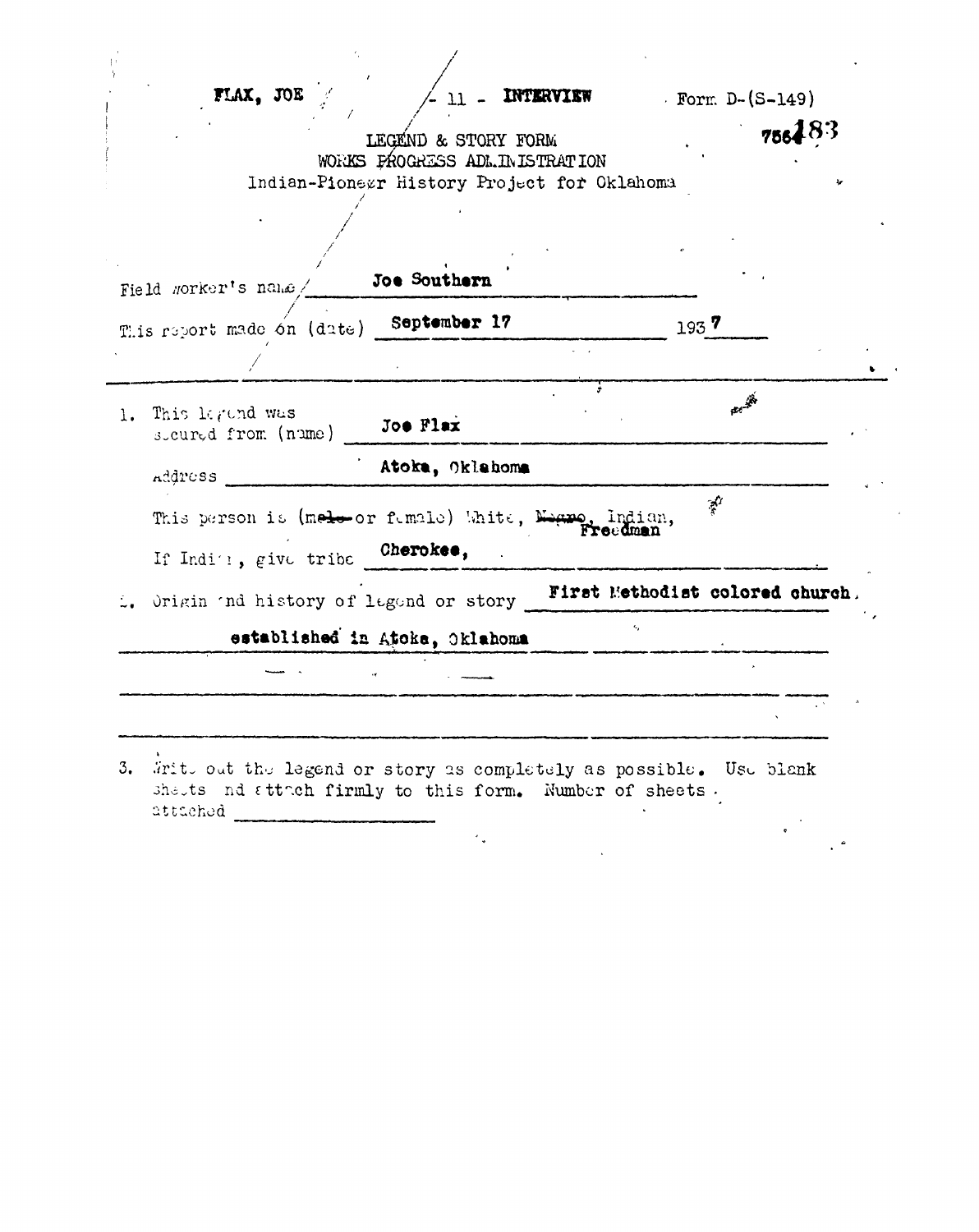FLAX, JOE - 11 - **INTERVIEW** Form D-(S-149)

75648З

LEGEND & STORY FORM
WORKS PROGRESS ADMINISTRATION
Indian-Pioneer History Project for Oklahoma

Field worker's name **Joe Southern**

This report made on (date) **September 17** 193**7**

1. This legend was secured from (name) **Joe Flax**

   Address **Atoka, Oklahoma**

   This person is (~~male~~ or female) White, ~~Negro~~, Indian, **Freedman**

   If Indian, give tribe **Cherokee,**

2. Origin and history of legend or story **First Methodist colored church, established in Atoka, Oklahoma**

3. Write out the legend or story as completely as possible. Use blank sheets and attach firmly to this form. Number of sheets attached \_\_\_\_\_\_\_\_\_\_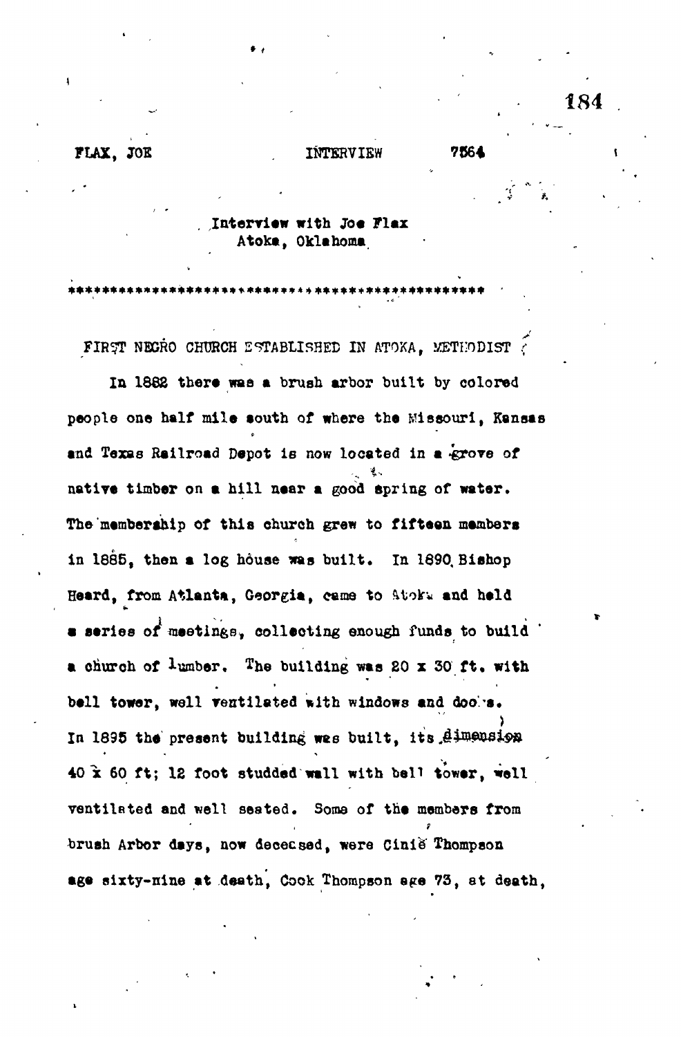FLAX, JOE INTERVIEW 7564

Interview with Joe Flax
Atoka, Oklahoma

**************************************************

FIRST NEGRO CHURCH ESTABLISHED IN ATOKA, METHODIST

In 1882 there was a brush arbor built by colored people one half mile south of where the Missouri, Kansas and Texas Railroad Depot is now located in a grove of native timber on a hill near a good spring of water. The membership of this church grew to fifteen members in 1885, then a log house was built. In 1890 Bishop Heard, from Atlanta, Georgia, came to Atoka and held a series of meetings, collecting enough funds to build a church of lumber. The building was 20 x 30 ft. with bell tower, well ventilated with windows and doors. In 1895 the present building was built, its dimension 40 x 60 ft; 12 foot studded wall with bell tower, well ventilated and well seated. Some of the members from brush Arbor days, now deceased, were Cinie Thompson age sixty-nine at death, Cook Thompson age 73, at death,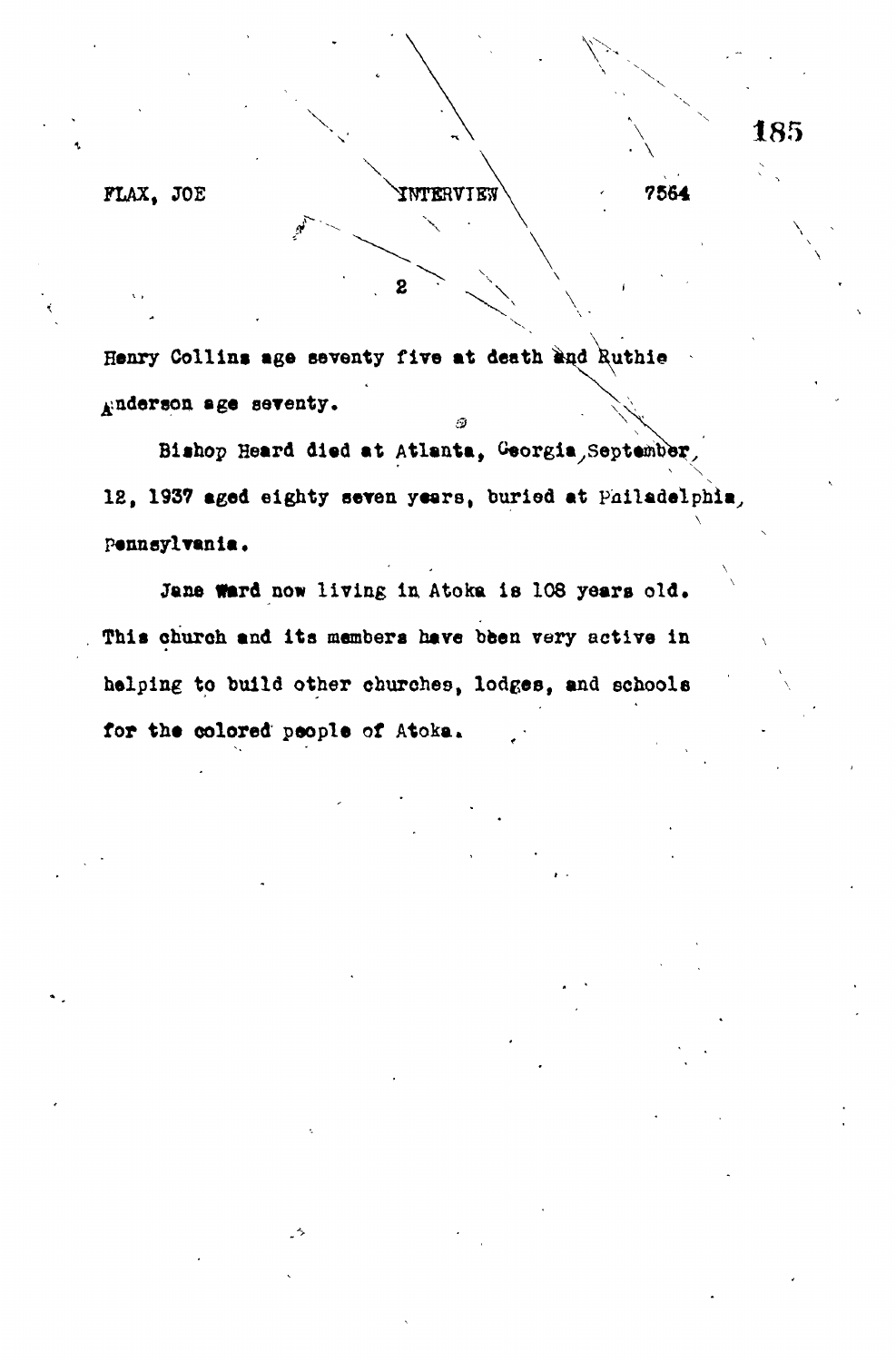Henry Collins age seventy five at death and Ruthie Anderson age seventy.

Bishop Heard died at Atlanta, Georgia, September, 12, 1937 aged eighty seven years, buried at Philadelphia, Pennsylvania.

Jane Ward now living in Atoka is 108 years old. This church and its members have been very active in helping to build other churches, lodges, and schools for the colored people of Atoka.